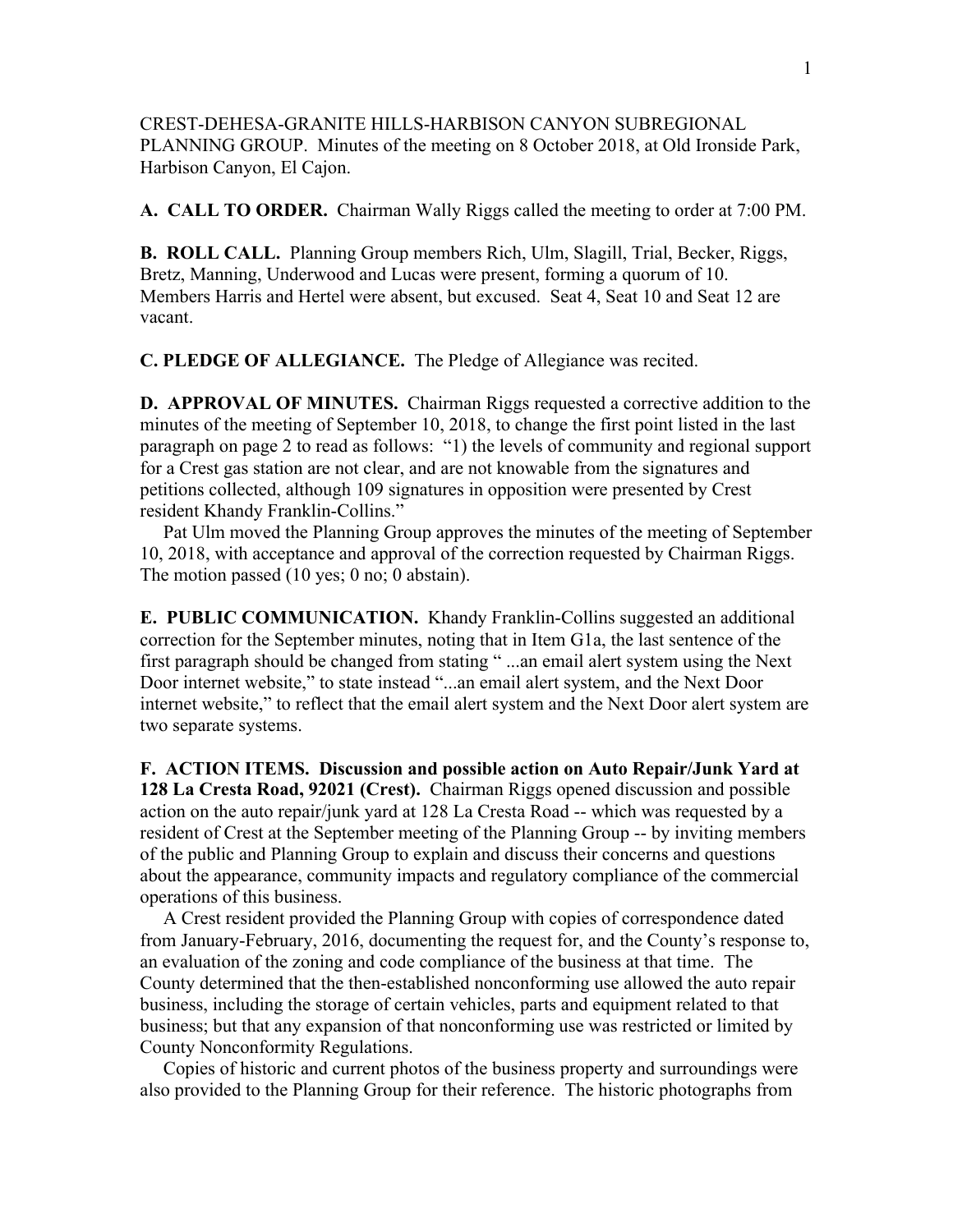CREST-DEHESA-GRANITE HILLS-HARBISON CANYON SUBREGIONAL PLANNING GROUP. Minutes of the meeting on 8 October 2018, at Old Ironside Park, Harbison Canyon, El Cajon.

**A. CALL TO ORDER.** Chairman Wally Riggs called the meeting to order at 7:00 PM.

**B. ROLL CALL.** Planning Group members Rich, Ulm, Slagill, Trial, Becker, Riggs, Bretz, Manning, Underwood and Lucas were present, forming a quorum of 10. Members Harris and Hertel were absent, but excused. Seat 4, Seat 10 and Seat 12 are vacant.

**C. PLEDGE OF ALLEGIANCE.** The Pledge of Allegiance was recited.

**D. APPROVAL OF MINUTES.** Chairman Riggs requested a corrective addition to the minutes of the meeting of September 10, 2018, to change the first point listed in the last paragraph on page 2 to read as follows: "1) the levels of community and regional support for a Crest gas station are not clear, and are not knowable from the signatures and petitions collected, although 109 signatures in opposition were presented by Crest resident Khandy Franklin-Collins."

Pat Ulm moved the Planning Group approves the minutes of the meeting of September 10, 2018, with acceptance and approval of the correction requested by Chairman Riggs. The motion passed (10 yes; 0 no; 0 abstain).

**E. PUBLIC COMMUNICATION.** Khandy Franklin-Collins suggested an additional correction for the September minutes, noting that in Item G1a, the last sentence of the first paragraph should be changed from stating " ...an email alert system using the Next Door internet website," to state instead "...an email alert system, and the Next Door internet website," to reflect that the email alert system and the Next Door alert system are two separate systems.

**F. ACTION ITEMS. Discussion and possible action on Auto Repair/Junk Yard at 128 La Cresta Road, 92021 (Crest).** Chairman Riggs opened discussion and possible action on the auto repair/junk yard at 128 La Cresta Road -- which was requested by a resident of Crest at the September meeting of the Planning Group -- by inviting members of the public and Planning Group to explain and discuss their concerns and questions about the appearance, community impacts and regulatory compliance of the commercial operations of this business.

A Crest resident provided the Planning Group with copies of correspondence dated from January-February, 2016, documenting the request for, and the County's response to, an evaluation of the zoning and code compliance of the business at that time. The County determined that the then-established nonconforming use allowed the auto repair business, including the storage of certain vehicles, parts and equipment related to that business; but that any expansion of that nonconforming use was restricted or limited by County Nonconformity Regulations.

Copies of historic and current photos of the business property and surroundings were also provided to the Planning Group for their reference. The historic photographs from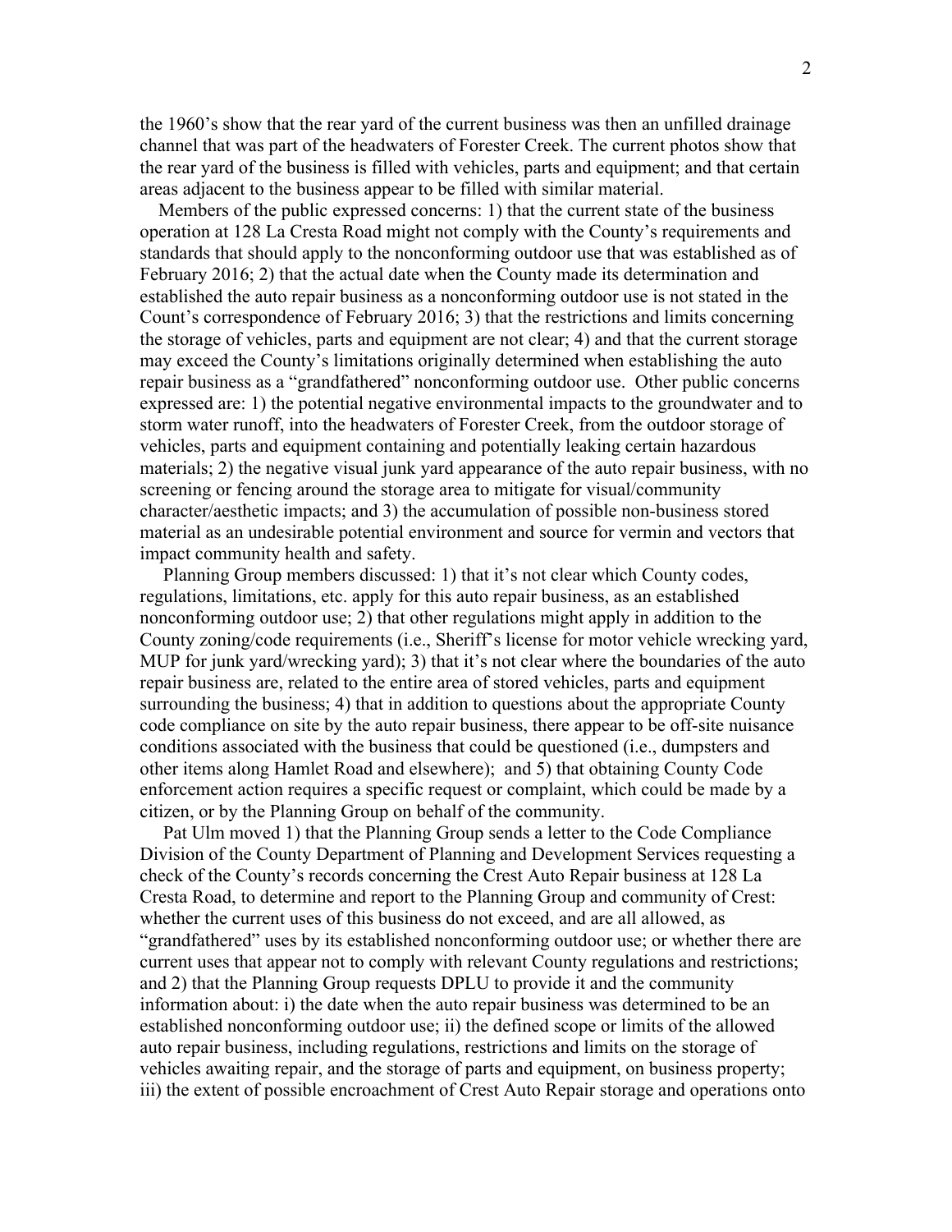the 1960's show that the rear yard of the current business was then an unfilled drainage channel that was part of the headwaters of Forester Creek. The current photos show that the rear yard of the business is filled with vehicles, parts and equipment; and that certain areas adjacent to the business appear to be filled with similar material.

Members of the public expressed concerns: 1) that the current state of the business operation at 128 La Cresta Road might not comply with the County's requirements and standards that should apply to the nonconforming outdoor use that was established as of February 2016; 2) that the actual date when the County made its determination and established the auto repair business as a nonconforming outdoor use is not stated in the Count's correspondence of February 2016; 3) that the restrictions and limits concerning the storage of vehicles, parts and equipment are not clear; 4) and that the current storage may exceed the County's limitations originally determined when establishing the auto repair business as a "grandfathered" nonconforming outdoor use. Other public concerns expressed are: 1) the potential negative environmental impacts to the groundwater and to storm water runoff, into the headwaters of Forester Creek, from the outdoor storage of vehicles, parts and equipment containing and potentially leaking certain hazardous materials; 2) the negative visual junk yard appearance of the auto repair business, with no screening or fencing around the storage area to mitigate for visual/community character/aesthetic impacts; and 3) the accumulation of possible non-business stored material as an undesirable potential environment and source for vermin and vectors that impact community health and safety.

Planning Group members discussed: 1) that it's not clear which County codes, regulations, limitations, etc. apply for this auto repair business, as an established nonconforming outdoor use; 2) that other regulations might apply in addition to the County zoning/code requirements (i.e., Sheriff's license for motor vehicle wrecking yard, MUP for junk yard/wrecking yard); 3) that it's not clear where the boundaries of the auto repair business are, related to the entire area of stored vehicles, parts and equipment surrounding the business; 4) that in addition to questions about the appropriate County code compliance on site by the auto repair business, there appear to be off-site nuisance conditions associated with the business that could be questioned (i.e., dumpsters and other items along Hamlet Road and elsewhere); and 5) that obtaining County Code enforcement action requires a specific request or complaint, which could be made by a citizen, or by the Planning Group on behalf of the community.

Pat Ulm moved 1) that the Planning Group sends a letter to the Code Compliance Division of the County Department of Planning and Development Services requesting a check of the County's records concerning the Crest Auto Repair business at 128 La Cresta Road, to determine and report to the Planning Group and community of Crest: whether the current uses of this business do not exceed, and are all allowed, as "grandfathered" uses by its established nonconforming outdoor use; or whether there are current uses that appear not to comply with relevant County regulations and restrictions; and 2) that the Planning Group requests DPLU to provide it and the community information about: i) the date when the auto repair business was determined to be an established nonconforming outdoor use; ii) the defined scope or limits of the allowed auto repair business, including regulations, restrictions and limits on the storage of vehicles awaiting repair, and the storage of parts and equipment, on business property; iii) the extent of possible encroachment of Crest Auto Repair storage and operations onto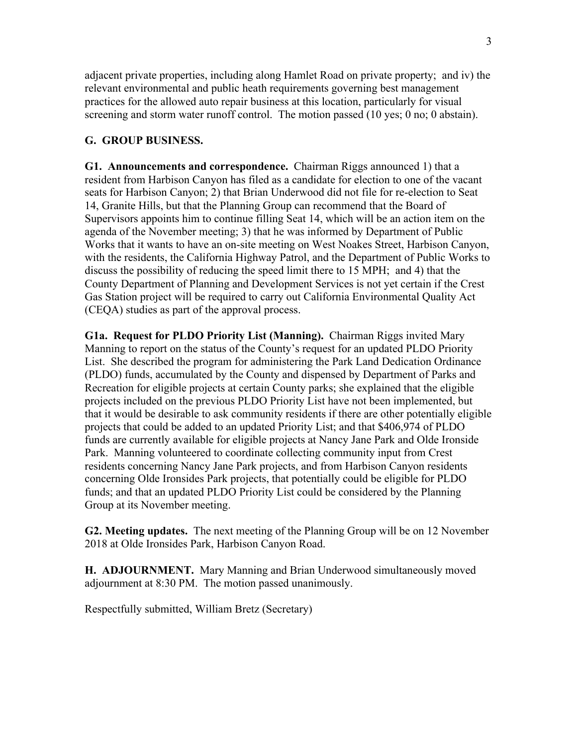adjacent private properties, including along Hamlet Road on private property; and iv) the relevant environmental and public heath requirements governing best management practices for the allowed auto repair business at this location, particularly for visual screening and storm water runoff control. The motion passed (10 yes; 0 no; 0 abstain).

## G. GROUP BUSINESS.

**G1. Announcements and correspondence.** Chairman Riggs announced 1) that a resident from Harbison Canyon has filed as a candidate for election to one of the vacant seats for Harbison Canyon; 2) that Brian Underwood did not file for re-election to Seat 14, Granite Hills, but that the Planning Group can recommend that the Board of Supervisors appoints him to continue filling Seat 14, which will be an action item on the agenda of the November meeting; 3) that he was informed by Department of Public Works that it wants to have an on-site meeting on West Noakes Street, Harbison Canyon, with the residents, the California Highway Patrol, and the Department of Public Works to discuss the possibility of reducing the speed limit there to 15 MPH; and 4) that the County Department of Planning and Development Services is not yet certain if the Crest Gas Station project will be required to carry out California Environmental Quality Act (CEQA) studies as part of the approval process.

**G1a. Request for PLDO Priority List (Manning).** Chairman Riggs invited Mary Manning to report on the status of the County's request for an updated PLDO Priority List. She described the program for administering the Park Land Dedication Ordinance (PLDO) funds, accumulated by the County and dispensed by Department of Parks and Recreation for eligible projects at certain County parks; she explained that the eligible projects included on the previous PLDO Priority List have not been implemented, but that it would be desirable to ask community residents if there are other potentially eligible projects that could be added to an updated Priority List; and that $406,974 of PLDO funds are currently available for eligible projects at Nancy Jane Park and Olde Ironside Park. Manning volunteered to coordinate collecting community input from Crest residents concerning Nancy Jane Park projects, and from Harbison Canyon residents concerning Olde Ironsides Park projects, that potentially could be eligible for PLDO funds; and that an updated PLDO Priority List could be considered by the Planning Group at its November meeting.

**G2. Meeting updates.** The next meeting of the Planning Group will be on 12 November 2018 at Olde Ironsides Park, Harbison Canyon Road.

**H. ADJOURNMENT.** Mary Manning and Brian Underwood simultaneously moved adjournment at 8:30 PM. The motion passed unanimously.

Respectfully submitted, William Bretz (Secretary)